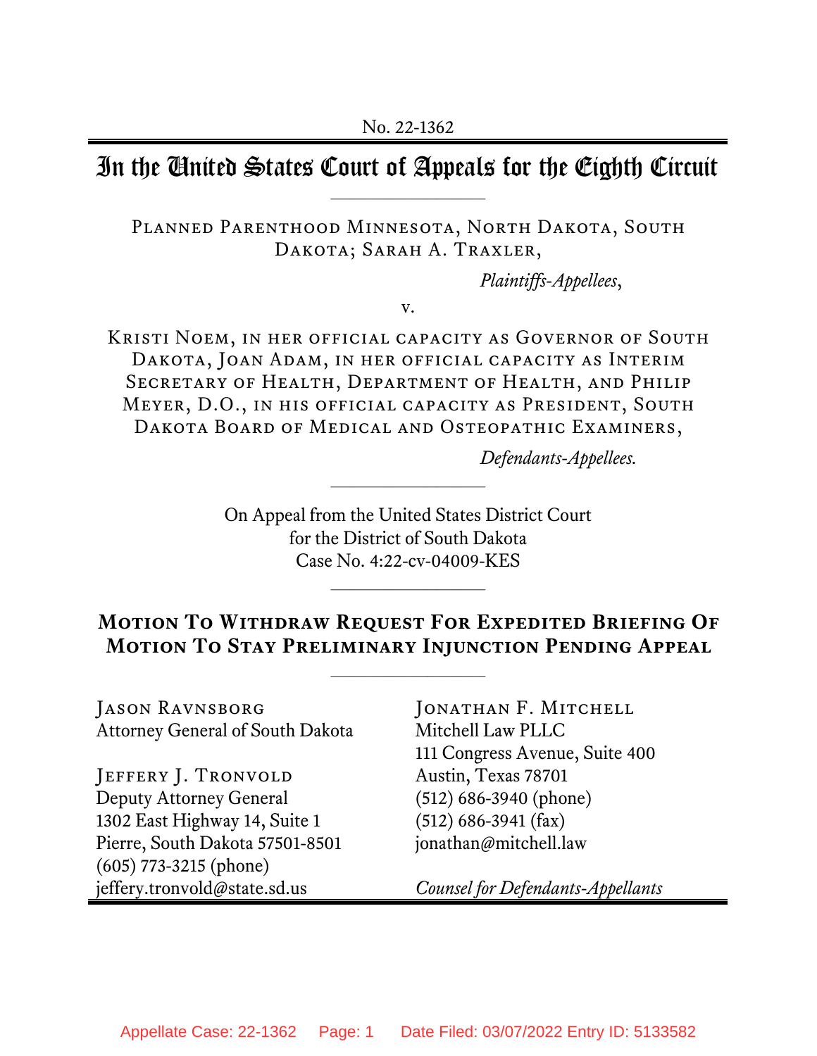No. 22-1362

# In the United States Court of Appeals for the Eighth Circuit

PLANNED PARENTHOOD MINNESOTA, NORTH DAKOTA, SOUTH DAKOTA; SARAH A. TRAXLER,

*Plaintiffs-Appellees*,

v.

KRISTI NOEM, IN HER OFFICIAL CAPACITY AS GOVERNOR OF SOUTH DAKOTA, JOAN ADAM, IN HER OFFICIAL CAPACITY AS INTERIM SECRETARY OF HEALTH, DEPARTMENT OF HEALTH, AND PHILIP MEYER, D.O., IN HIS OFFICIAL CAPACITY AS PRESIDENT, SOUTH DAKOTA BOARD OF MEDICAL AND OSTEOPATHIC EXAMINERS,

*Defendants-Appellees.*

On Appeal from the United States District Court
for the District of South Dakota
Case No. 4:22-cv-04009-KES

## MOTION TO WITHDRAW REQUEST FOR EXPEDITED BRIEFING OF MOTION TO STAY PRELIMINARY INJUNCTION PENDING APPEAL

JASON RAVNSBORG
Attorney General of South Dakota

JEFFERY J. TRONVOLD
Deputy Attorney General
1302 East Highway 14, Suite 1
Pierre, South Dakota 57501-8501
(605) 773-3215 (phone)
jeffery.tronvold@state.sd.us

JONATHAN F. MITCHELL
Mitchell Law PLLC
111 Congress Avenue, Suite 400
Austin, Texas 78701
(512) 686-3940 (phone)
(512) 686-3941 (fax)
jonathan@mitchell.law

*Counsel for Defendants-Appellants*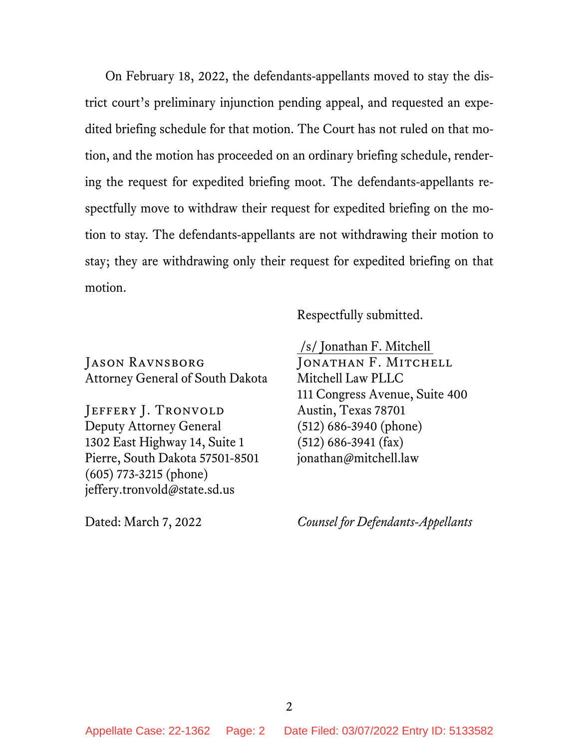On February 18, 2022, the defendants-appellants moved to stay the district court's preliminary injunction pending appeal, and requested an expedited briefing schedule for that motion. The Court has not ruled on that motion, and the motion has proceeded on an ordinary briefing schedule, rendering the request for expedited briefing moot. The defendants-appellants respectfully move to withdraw their request for expedited briefing on the motion to stay. The defendants-appellants are not withdrawing their motion to stay; they are withdrawing only their request for expedited briefing on that motion.

Respectfully submitted.

/s/ Jonathan F. Mitchell
JONATHAN F. MITCHELL
Mitchell Law PLLC
111 Congress Avenue, Suite 400
Austin, Texas 78701
(512) 686-3940 (phone)
(512) 686-3941 (fax)
jonathan@mitchell.law

JASON RAVNSBORG
Attorney General of South Dakota

JEFFERY J. TRONVOLD
Deputy Attorney General
1302 East Highway 14, Suite 1
Pierre, South Dakota 57501-8501
(605) 773-3215 (phone)
jeffery.tronvold@state.sd.us

Dated: March 7, 2022

*Counsel for Defendants-Appellants*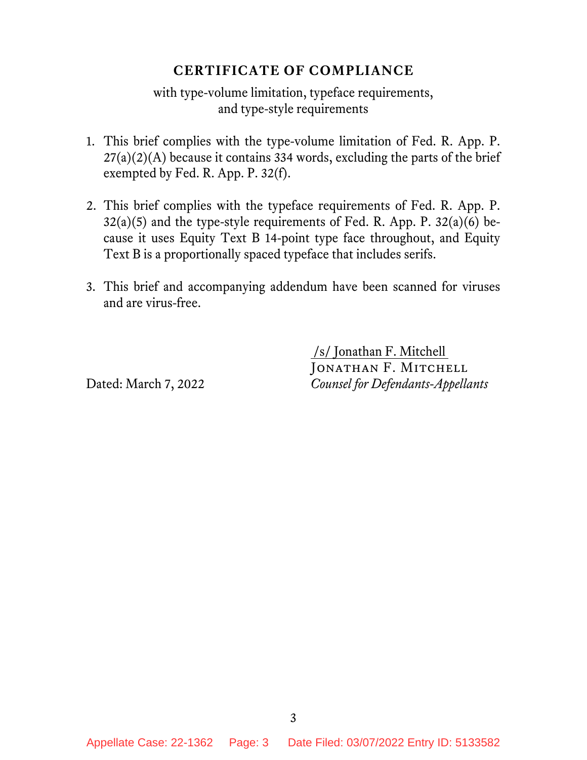## CERTIFICATE OF COMPLIANCE

with type-volume limitation, typeface requirements, and type-style requirements

1. This brief complies with the type-volume limitation of Fed. R. App. P. 27(a)(2)(A) because it contains 334 words, excluding the parts of the brief exempted by Fed. R. App. P. 32(f).

2. This brief complies with the typeface requirements of Fed. R. App. P. 32(a)(5) and the type-style requirements of Fed. R. App. P. 32(a)(6) because it uses Equity Text B 14-point type face throughout, and Equity Text B is a proportionally spaced typeface that includes serifs.

3. This brief and accompanying addendum have been scanned for viruses and are virus-free.

/s/ Jonathan F. Mitchell
JONATHAN F. MITCHELL
*Counsel for Defendants-Appellants*

Dated: March 7, 2022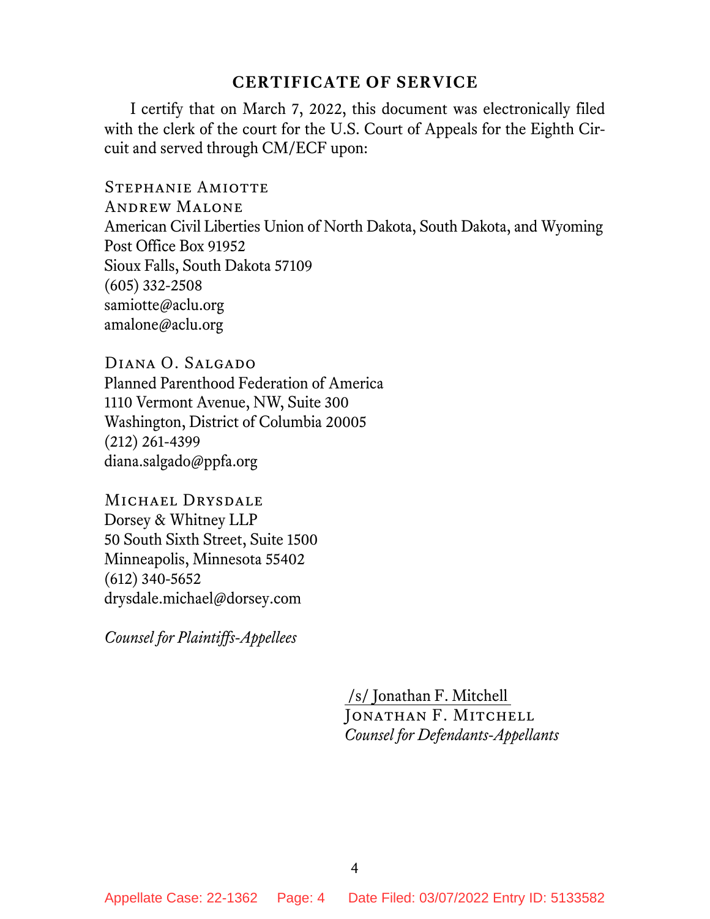## CERTIFICATE OF SERVICE

I certify that on March 7, 2022, this document was electronically filed with the clerk of the court for the U.S. Court of Appeals for the Eighth Circuit and served through CM/ECF upon:

Stephanie Amiotte
Andrew Malone
American Civil Liberties Union of North Dakota, South Dakota, and Wyoming
Post Office Box 91952
Sioux Falls, South Dakota 57109
(605) 332-2508
samiotte@aclu.org
amalone@aclu.org

Diana O. Salgado
Planned Parenthood Federation of America
1110 Vermont Avenue, NW, Suite 300
Washington, District of Columbia 20005
(212) 261-4399
diana.salgado@ppfa.org

Michael Drysdale
Dorsey & Whitney LLP
50 South Sixth Street, Suite 1500
Minneapolis, Minnesota 55402
(612) 340-5652
drysdale.michael@dorsey.com

*Counsel for Plaintiffs-Appellees*

/s/ Jonathan F. Mitchell
Jonathan F. Mitchell
*Counsel for Defendants-Appellants*